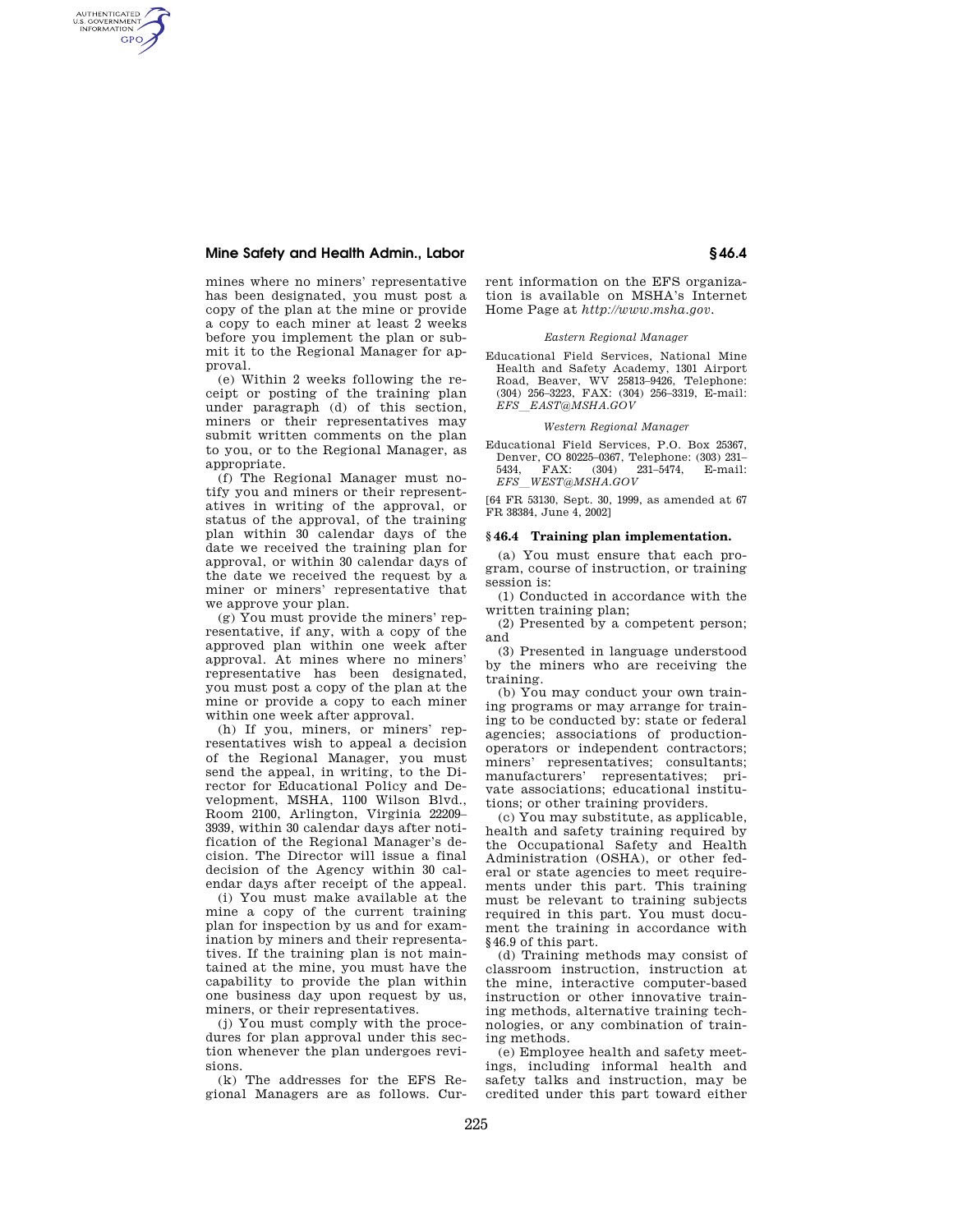mines where no miners' representative has been designated, you must post a copy of the plan at the mine or provide a copy to each miner at least 2 weeks before you implement the plan or submit it to the Regional Manager for approval.

(e) Within 2 weeks following the receipt or posting of the training plan under paragraph (d) of this section, miners or their representatives may submit written comments on the plan to you, or to the Regional Manager, as appropriate.

(f) The Regional Manager must notify you and miners or their representatives in writing of the approval, or status of the approval, of the training plan within 30 calendar days of the date we received the training plan for approval, or within 30 calendar days of the date we received the request by a miner or miners' representative that we approve your plan.

(g) You must provide the miners' representative, if any, with a copy of the approved plan within one week after approval. At mines where no miners' representative has been designated, you must post a copy of the plan at the mine or provide a copy to each miner within one week after approval.

(h) If you, miners, or miners' representatives wish to appeal a decision of the Regional Manager, you must send the appeal, in writing, to the Director for Educational Policy and Development, MSHA, 1100 Wilson Blvd., Room 2100, Arlington, Virginia 22209–3939, within 30 calendar days after notification of the Regional Manager's decision. The Director will issue a final decision of the Agency within 30 calendar days after receipt of the appeal.

(i) You must make available at the mine a copy of the current training plan for inspection by us and for examination by miners and their representatives. If the training plan is not maintained at the mine, you must have the capability to provide the plan within one business day upon request by us, miners, or their representatives.

(j) You must comply with the procedures for plan approval under this section whenever the plan undergoes revisions.

(k) The addresses for the EFS Regional Managers are as follows. Current information on the EFS organization is available on MSHA's Internet Home Page at *http://www.msha.gov*.

*Eastern Regional Manager*

Educational Field Services, National Mine Health and Safety Academy, 1301 Airport Road, Beaver, WV 25813–9426, Telephone: (304) 256–3223, FAX: (304) 256–3319, E-mail: *EFS__EAST@MSHA.GOV*

*Western Regional Manager*

Educational Field Services, P.O. Box 25367, Denver, CO 80225–0367, Telephone: (303) 231–5434, FAX: (304) 231–5474, E-mail: *EFS__WEST@MSHA.GOV*

[64 FR 53130, Sept. 30, 1999, as amended at 67 FR 38384, June 4, 2002]

## § 46.4 Training plan implementation.

(a) You must ensure that each program, course of instruction, or training session is:

(1) Conducted in accordance with the written training plan;

(2) Presented by a competent person; and

(3) Presented in language understood by the miners who are receiving the training.

(b) You may conduct your own training programs or may arrange for training to be conducted by: state or federal agencies; associations of production-operators or independent contractors; miners' representatives; consultants; manufacturers' representatives; private associations; educational institutions; or other training providers.

(c) You may substitute, as applicable, health and safety training required by the Occupational Safety and Health Administration (OSHA), or other federal or state agencies to meet requirements under this part. This training must be relevant to training subjects required in this part. You must document the training in accordance with § 46.9 of this part.

(d) Training methods may consist of classroom instruction, instruction at the mine, interactive computer-based instruction or other innovative training methods, alternative training technologies, or any combination of training methods.

(e) Employee health and safety meetings, including informal health and safety talks and instruction, may be credited under this part toward either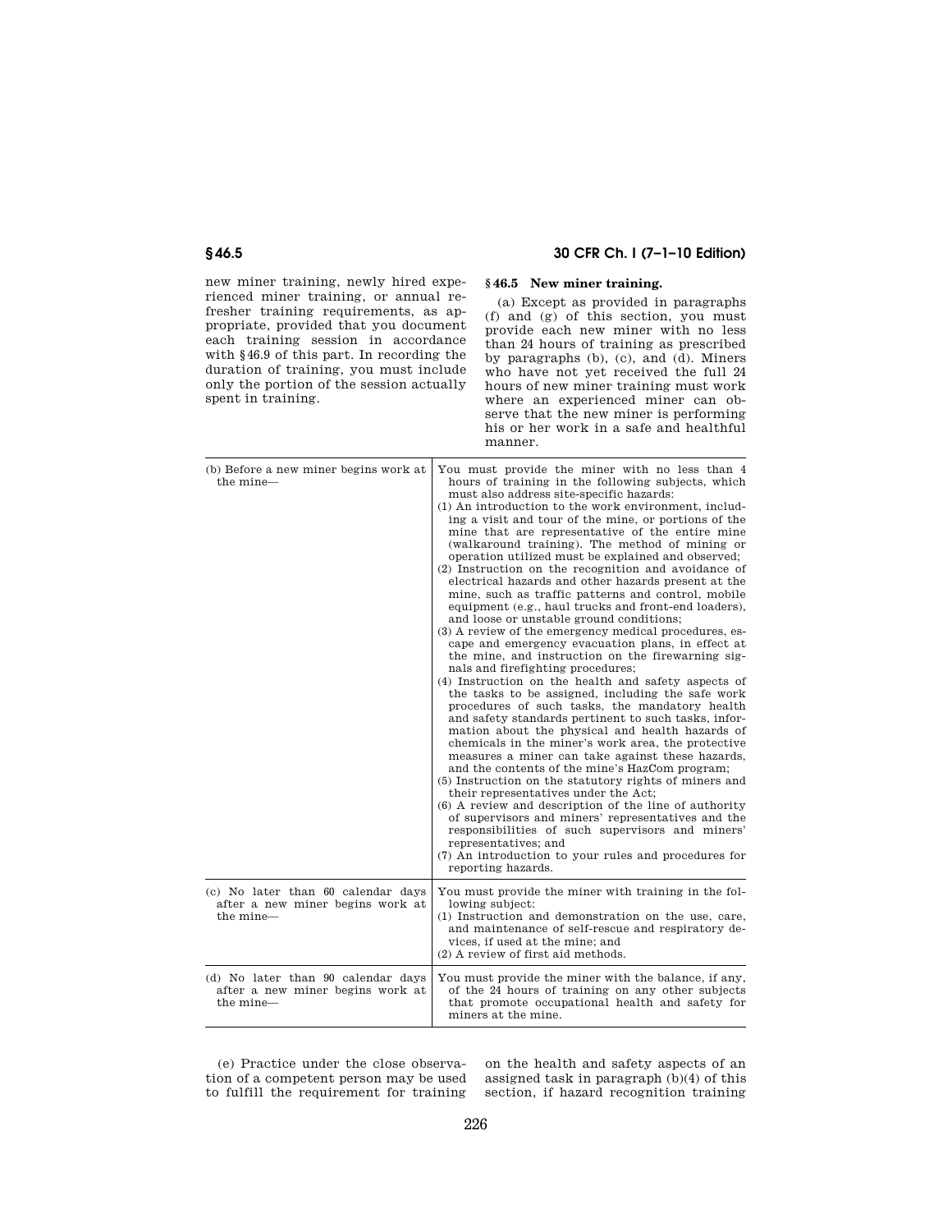new miner training, newly hired experienced miner training, or annual refresher training requirements, as appropriate, provided that you document each training session in accordance with §46.9 of this part. In recording the duration of training, you must include only the portion of the session actually spent in training.

## §46.5 New miner training.

(a) Except as provided in paragraphs (f) and (g) of this section, you must provide each new miner with no less than 24 hours of training as prescribed by paragraphs (b), (c), and (d). Miners who have not yet received the full 24 hours of new miner training must work where an experienced miner can observe that the new miner is performing his or her work in a safe and healthful manner.

| | |
|---|---|
| (b) Before a new miner begins work at the mine— | You must provide the miner with no less than 4 hours of training in the following subjects, which must also address site-specific hazards:<br>(1) An introduction to the work environment, including a visit and tour of the mine, or portions of the mine that are representative of the entire mine (walkaround training). The method of mining or operation utilized must be explained and observed;<br>(2) Instruction on the recognition and avoidance of electrical hazards and other hazards present at the mine, such as traffic patterns and control, mobile equipment (e.g., haul trucks and front-end loaders), and loose or unstable ground conditions;<br>(3) A review of the emergency medical procedures, escape and emergency evacuation plans, in effect at the mine, and instruction on the firewarning signals and firefighting procedures;<br>(4) Instruction on the health and safety aspects of the tasks to be assigned, including the safe work procedures of such tasks, the mandatory health and safety standards pertinent to such tasks, information about the physical and health hazards of chemicals in the miner's work area, the protective measures a miner can take against these hazards, and the contents of the mine's HazCom program;<br>(5) Instruction on the statutory rights of miners and their representatives under the Act;<br>(6) A review and description of the line of authority of supervisors and miners' representatives and the responsibilities of such supervisors and miners' representatives; and<br>(7) An introduction to your rules and procedures for reporting hazards. |
| (c) No later than 60 calendar days after a new miner begins work at the mine— | You must provide the miner with training in the following subject:<br>(1) Instruction and demonstration on the use, care, and maintenance of self-rescue and respiratory devices, if used at the mine; and<br>(2) A review of first aid methods. |
| (d) No later than 90 calendar days after a new miner begins work at the mine— | You must provide the miner with the balance, if any, of the 24 hours of training on any other subjects that promote occupational health and safety for miners at the mine. |

(e) Practice under the close observation of a competent person may be used to fulfill the requirement for training on the health and safety aspects of an assigned task in paragraph (b)(4) of this section, if hazard recognition training